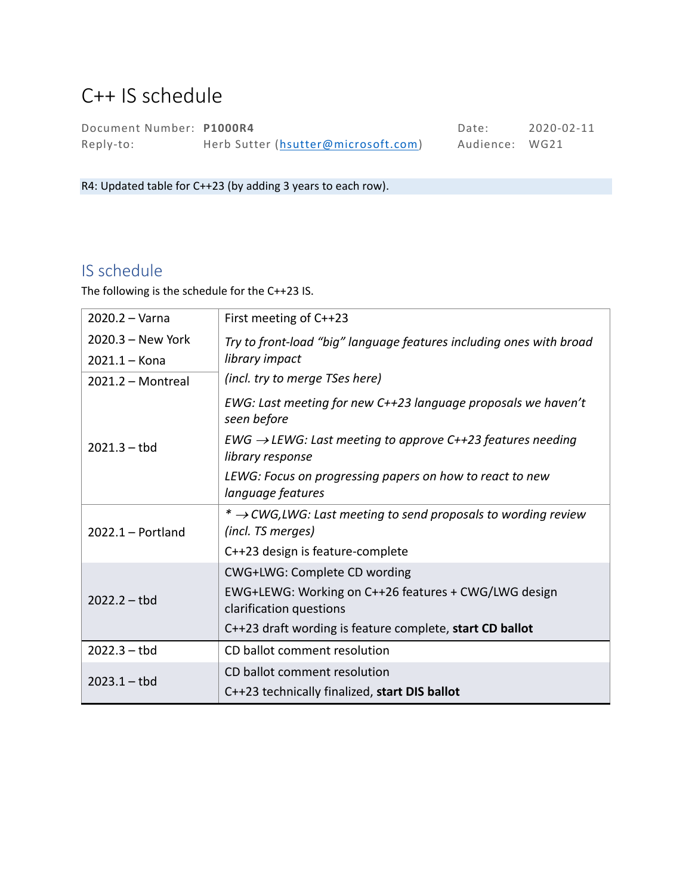# C++ IS schedule

| | | | |
|---|---|---|---|
| Document Number: | **P1000R4** | Date: | 2020-02-11 |
| Reply-to: | Herb Sutter (hsutter@microsoft.com) | Audience: | WG21 |

R4: Updated table for C++23 (by adding 3 years to each row).

## IS schedule

The following is the schedule for the C++23 IS.

| Meeting | Milestone |
|---|---|
| 2020.2 – Varna<br>2020.3 – New York<br>2021.1 – Kona | First meeting of C++23<br>*Try to front-load "big" language features including ones with broad library impact*<br>*(incl. try to merge TSes here)* |
| 2021.2 – Montreal<br>2021.3 – tbd | *EWG: Last meeting for new C++23 language proposals we haven't seen before*<br>*EWG → LEWG: Last meeting to approve C++23 features needing library response*<br>*LEWG: Focus on progressing papers on how to react to new language features* |
| 2022.1 – Portland | *\* → CWG,LWG: Last meeting to send proposals to wording review (incl. TS merges)*<br>C++23 design is feature-complete |
| 2022.2 – tbd | CWG+LWG: Complete CD wording<br>EWG+LEWG: Working on C++26 features + CWG/LWG design clarification questions<br>C++23 draft wording is feature complete, **start CD ballot** |
| 2022.3 – tbd | CD ballot comment resolution |
| 2023.1 – tbd | CD ballot comment resolution<br>C++23 technically finalized, **start DIS ballot** |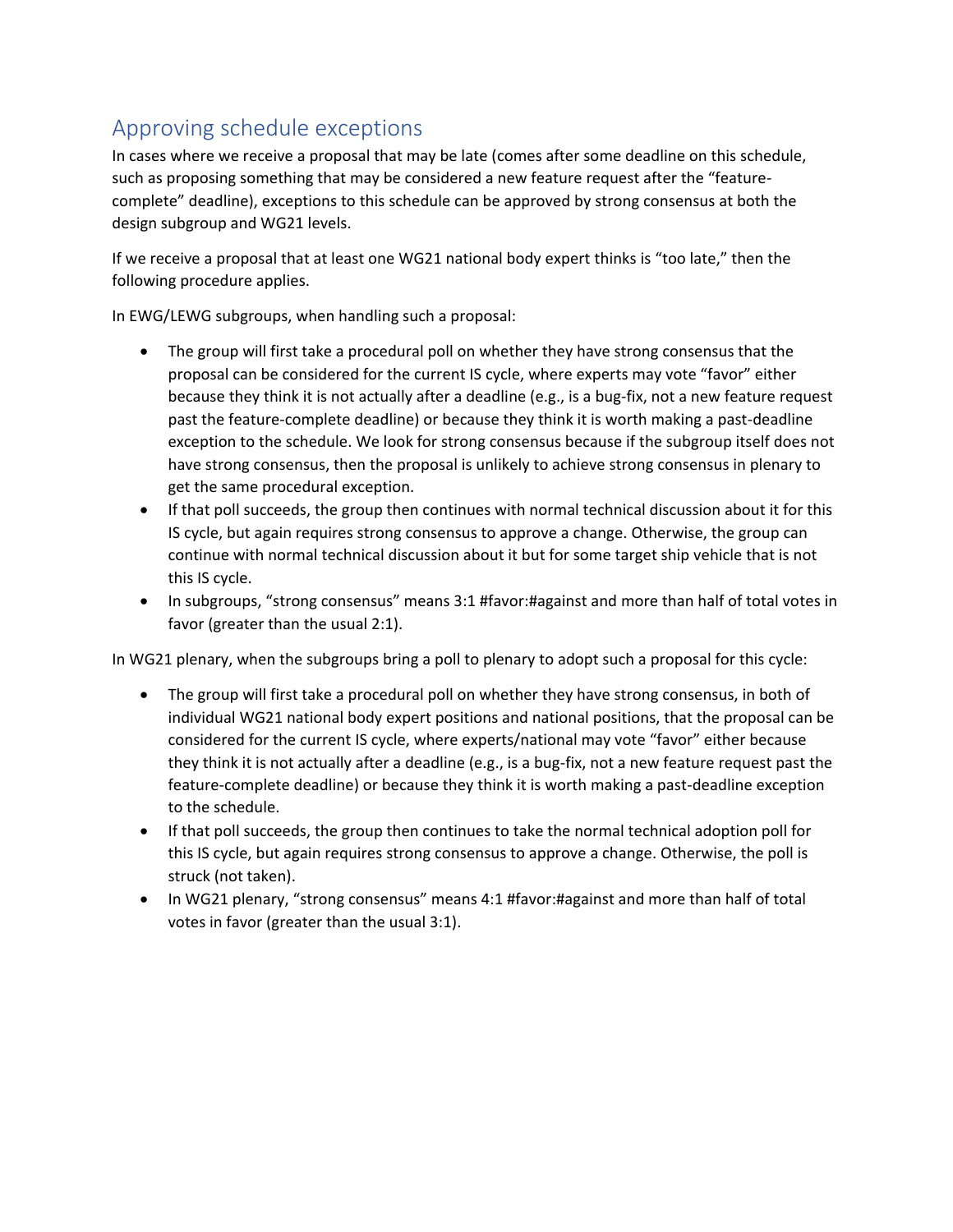## Approving schedule exceptions

In cases where we receive a proposal that may be late (comes after some deadline on this schedule, such as proposing something that may be considered a new feature request after the "feature-complete" deadline), exceptions to this schedule can be approved by strong consensus at both the design subgroup and WG21 levels.

If we receive a proposal that at least one WG21 national body expert thinks is "too late," then the following procedure applies.

In EWG/LEWG subgroups, when handling such a proposal:

- The group will first take a procedural poll on whether they have strong consensus that the proposal can be considered for the current IS cycle, where experts may vote "favor" either because they think it is not actually after a deadline (e.g., is a bug-fix, not a new feature request past the feature-complete deadline) or because they think it is worth making a past-deadline exception to the schedule. We look for strong consensus because if the subgroup itself does not have strong consensus, then the proposal is unlikely to achieve strong consensus in plenary to get the same procedural exception.
- If that poll succeeds, the group then continues with normal technical discussion about it for this IS cycle, but again requires strong consensus to approve a change. Otherwise, the group can continue with normal technical discussion about it but for some target ship vehicle that is not this IS cycle.
- In subgroups, "strong consensus" means 3:1 #favor:#against and more than half of total votes in favor (greater than the usual 2:1).

In WG21 plenary, when the subgroups bring a poll to plenary to adopt such a proposal for this cycle:

- The group will first take a procedural poll on whether they have strong consensus, in both of individual WG21 national body expert positions and national positions, that the proposal can be considered for the current IS cycle, where experts/national may vote "favor" either because they think it is not actually after a deadline (e.g., is a bug-fix, not a new feature request past the feature-complete deadline) or because they think it is worth making a past-deadline exception to the schedule.
- If that poll succeeds, the group then continues to take the normal technical adoption poll for this IS cycle, but again requires strong consensus to approve a change. Otherwise, the poll is struck (not taken).
- In WG21 plenary, "strong consensus" means 4:1 #favor:#against and more than half of total votes in favor (greater than the usual 3:1).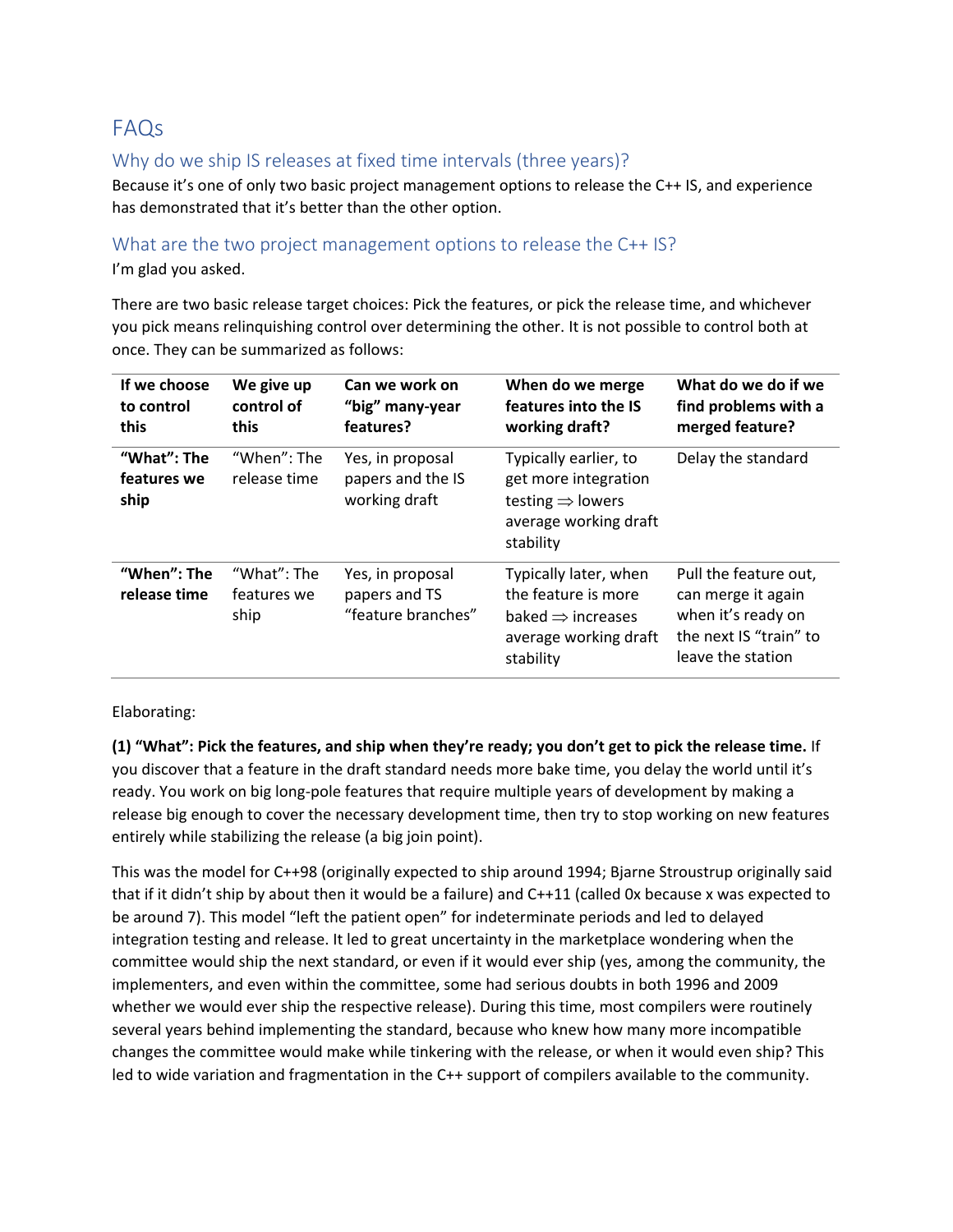# FAQs

## Why do we ship IS releases at fixed time intervals (three years)?

Because it's one of only two basic project management options to release the C++ IS, and experience has demonstrated that it's better than the other option.

## What are the two project management options to release the C++ IS?

I'm glad you asked.

There are two basic release target choices: Pick the features, or pick the release time, and whichever you pick means relinquishing control over determining the other. It is not possible to control both at once. They can be summarized as follows:

| If we choose to control this | We give up control of this | Can we work on "big" many-year features? | When do we merge features into the IS working draft? | What do we do if we find problems with a merged feature? |
|---|---|---|---|---|
| **"What": The features we ship** | "When": The release time | Yes, in proposal papers and the IS working draft | Typically earlier, to get more integration testing ⇒ lowers average working draft stability | Delay the standard |
| **"When": The release time** | "What": The features we ship | Yes, in proposal papers and TS "feature branches" | Typically later, when the feature is more baked ⇒ increases average working draft stability | Pull the feature out, can merge it again when it's ready on the next IS "train" to leave the station |

Elaborating:

**(1) "What": Pick the features, and ship when they're ready; you don't get to pick the release time.** If you discover that a feature in the draft standard needs more bake time, you delay the world until it's ready. You work on big long-pole features that require multiple years of development by making a release big enough to cover the necessary development time, then try to stop working on new features entirely while stabilizing the release (a big join point).

This was the model for C++98 (originally expected to ship around 1994; Bjarne Stroustrup originally said that if it didn't ship by about then it would be a failure) and C++11 (called 0x because x was expected to be around 7). This model "left the patient open" for indeterminate periods and led to delayed integration testing and release. It led to great uncertainty in the marketplace wondering when the committee would ship the next standard, or even if it would ever ship (yes, among the community, the implementers, and even within the committee, some had serious doubts in both 1996 and 2009 whether we would ever ship the respective release). During this time, most compilers were routinely several years behind implementing the standard, because who knew how many more incompatible changes the committee would make while tinkering with the release, or when it would even ship? This led to wide variation and fragmentation in the C++ support of compilers available to the community.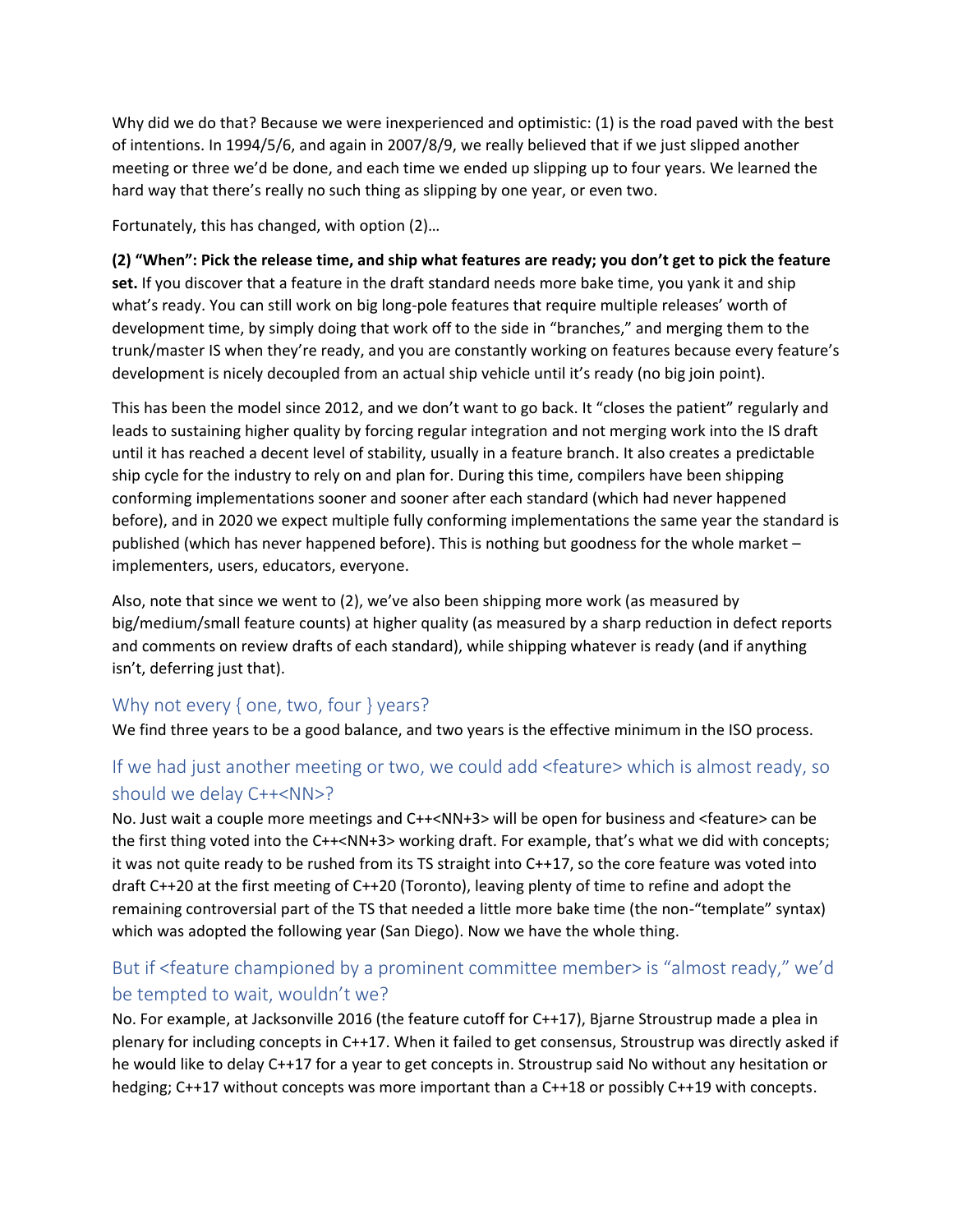Why did we do that? Because we were inexperienced and optimistic: (1) is the road paved with the best of intentions. In 1994/5/6, and again in 2007/8/9, we really believed that if we just slipped another meeting or three we'd be done, and each time we ended up slipping up to four years. We learned the hard way that there's really no such thing as slipping by one year, or even two.

Fortunately, this has changed, with option (2)…

**(2) "When": Pick the release time, and ship what features are ready; you don't get to pick the feature set.** If you discover that a feature in the draft standard needs more bake time, you yank it and ship what's ready. You can still work on big long-pole features that require multiple releases' worth of development time, by simply doing that work off to the side in "branches," and merging them to the trunk/master IS when they're ready, and you are constantly working on features because every feature's development is nicely decoupled from an actual ship vehicle until it's ready (no big join point).

This has been the model since 2012, and we don't want to go back. It "closes the patient" regularly and leads to sustaining higher quality by forcing regular integration and not merging work into the IS draft until it has reached a decent level of stability, usually in a feature branch. It also creates a predictable ship cycle for the industry to rely on and plan for. During this time, compilers have been shipping conforming implementations sooner and sooner after each standard (which had never happened before), and in 2020 we expect multiple fully conforming implementations the same year the standard is published (which has never happened before). This is nothing but goodness for the whole market – implementers, users, educators, everyone.

Also, note that since we went to (2), we've also been shipping more work (as measured by big/medium/small feature counts) at higher quality (as measured by a sharp reduction in defect reports and comments on review drafts of each standard), while shipping whatever is ready (and if anything isn't, deferring just that).

## Why not every { one, two, four } years?

We find three years to be a good balance, and two years is the effective minimum in the ISO process.

## If we had just another meeting or two, we could add <feature> which is almost ready, so should we delay C++<NN>?

No. Just wait a couple more meetings and C++<NN+3> will be open for business and <feature> can be the first thing voted into the C++<NN+3> working draft. For example, that's what we did with concepts; it was not quite ready to be rushed from its TS straight into C++17, so the core feature was voted into draft C++20 at the first meeting of C++20 (Toronto), leaving plenty of time to refine and adopt the remaining controversial part of the TS that needed a little more bake time (the non-"template" syntax) which was adopted the following year (San Diego). Now we have the whole thing.

## But if <feature championed by a prominent committee member> is "almost ready," we'd be tempted to wait, wouldn't we?

No. For example, at Jacksonville 2016 (the feature cutoff for C++17), Bjarne Stroustrup made a plea in plenary for including concepts in C++17. When it failed to get consensus, Stroustrup was directly asked if he would like to delay C++17 for a year to get concepts in. Stroustrup said No without any hesitation or hedging; C++17 without concepts was more important than a C++18 or possibly C++19 with concepts.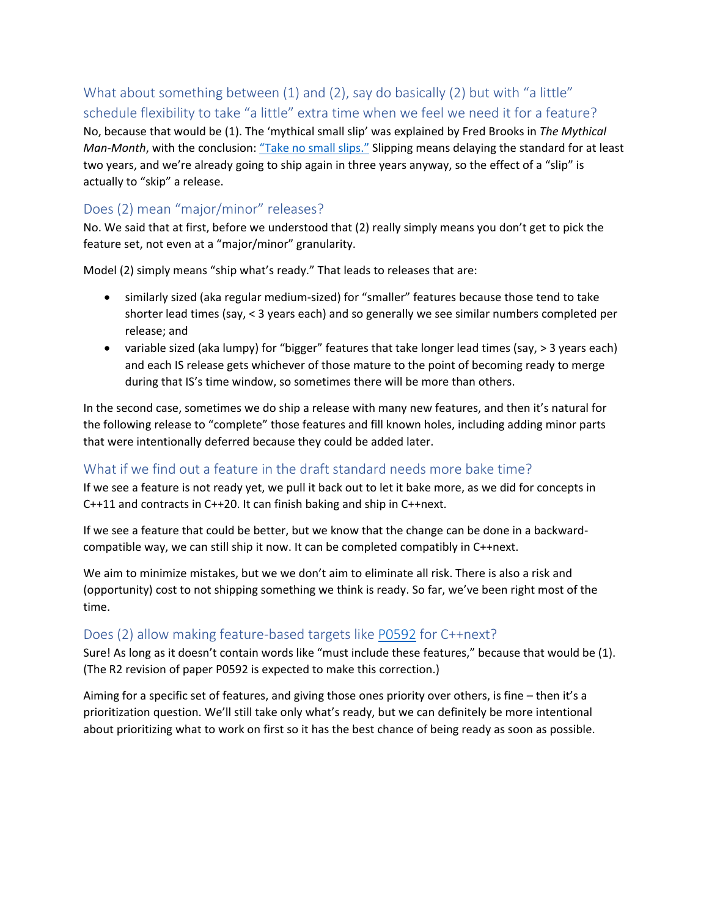## What about something between (1) and (2), say do basically (2) but with "a little" schedule flexibility to take "a little" extra time when we feel we need it for a feature?

No, because that would be (1). The 'mythical small slip' was explained by Fred Brooks in *The Mythical Man-Month*, with the conclusion: "Take no small slips." Slipping means delaying the standard for at least two years, and we're already going to ship again in three years anyway, so the effect of a "slip" is actually to "skip" a release.

## Does (2) mean "major/minor" releases?

No. We said that at first, before we understood that (2) really simply means you don't get to pick the feature set, not even at a "major/minor" granularity.

Model (2) simply means "ship what's ready." That leads to releases that are:

- similarly sized (aka regular medium-sized) for "smaller" features because those tend to take shorter lead times (say, < 3 years each) and so generally we see similar numbers completed per release; and
- variable sized (aka lumpy) for "bigger" features that take longer lead times (say, > 3 years each) and each IS release gets whichever of those mature to the point of becoming ready to merge during that IS's time window, so sometimes there will be more than others.

In the second case, sometimes we do ship a release with many new features, and then it's natural for the following release to "complete" those features and fill known holes, including adding minor parts that were intentionally deferred because they could be added later.

## What if we find out a feature in the draft standard needs more bake time?

If we see a feature is not ready yet, we pull it back out to let it bake more, as we did for concepts in C++11 and contracts in C++20. It can finish baking and ship in C++next.

If we see a feature that could be better, but we know that the change can be done in a backward-compatible way, we can still ship it now. It can be completed compatibly in C++next.

We aim to minimize mistakes, but we we don't aim to eliminate all risk. There is also a risk and (opportunity) cost to not shipping something we think is ready. So far, we've been right most of the time.

## Does (2) allow making feature-based targets like P0592 for C++next?

Sure! As long as it doesn't contain words like "must include these features," because that would be (1). (The R2 revision of paper P0592 is expected to make this correction.)

Aiming for a specific set of features, and giving those ones priority over others, is fine – then it's a prioritization question. We'll still take only what's ready, but we can definitely be more intentional about prioritizing what to work on first so it has the best chance of being ready as soon as possible.